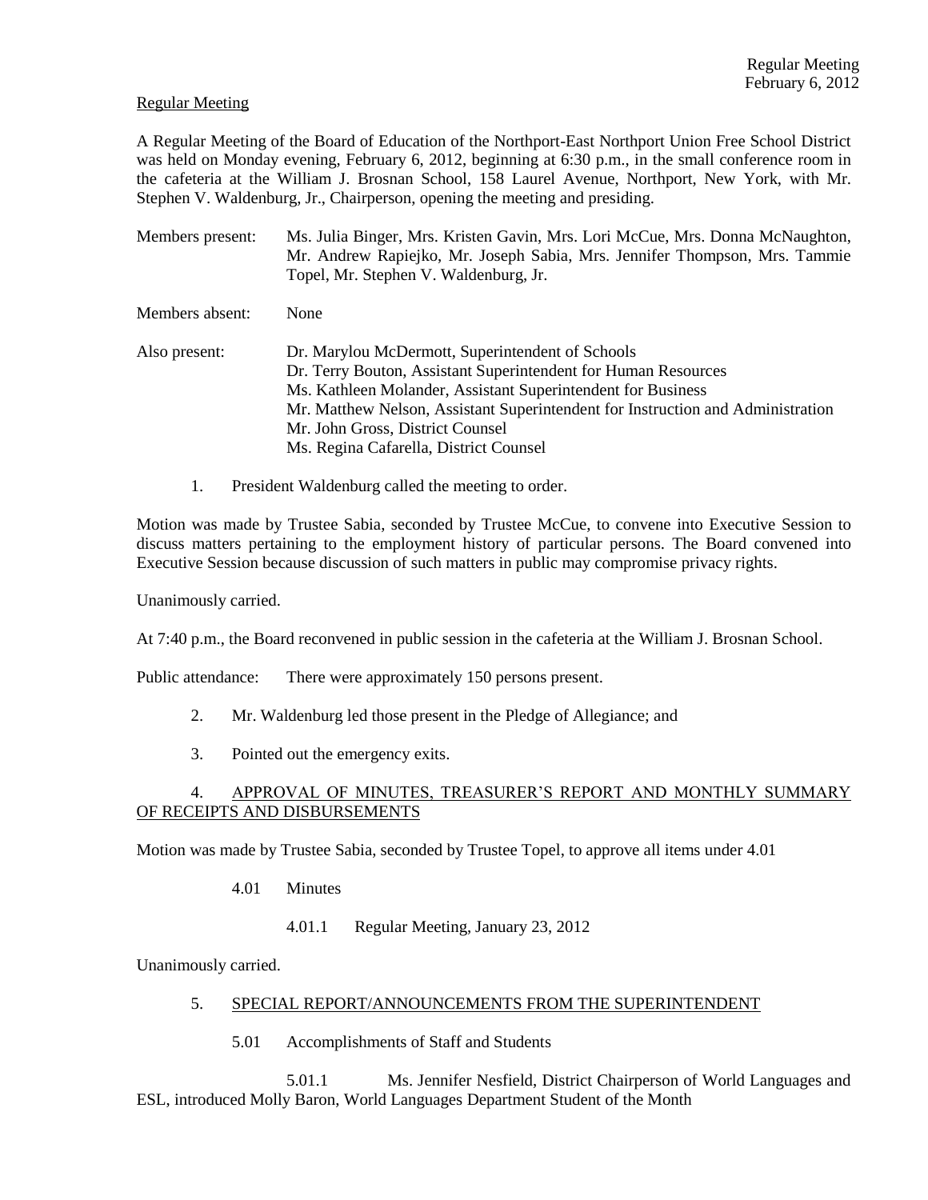Regular Meeting

A Regular Meeting of the Board of Education of the Northport-East Northport Union Free School District was held on Monday evening, February 6, 2012, beginning at 6:30 p.m., in the small conference room in the cafeteria at the William J. Brosnan School, 158 Laurel Avenue, Northport, New York, with Mr. Stephen V. Waldenburg, Jr., Chairperson, opening the meeting and presiding.

Members present: Ms. Julia Binger, Mrs. Kristen Gavin, Mrs. Lori McCue, Mrs. Donna McNaughton, Mr. Andrew Rapiejko, Mr. Joseph Sabia, Mrs. Jennifer Thompson, Mrs. Tammie Topel, Mr. Stephen V. Waldenburg, Jr.

Members absent: None

Also present: Dr. Marylou McDermott, Superintendent of Schools
Dr. Terry Bouton, Assistant Superintendent for Human Resources
Ms. Kathleen Molander, Assistant Superintendent for Business
Mr. Matthew Nelson, Assistant Superintendent for Instruction and Administration
Mr. John Gross, District Counsel
Ms. Regina Cafarella, District Counsel

1. President Waldenburg called the meeting to order.

Motion was made by Trustee Sabia, seconded by Trustee McCue, to convene into Executive Session to discuss matters pertaining to the employment history of particular persons. The Board convened into Executive Session because discussion of such matters in public may compromise privacy rights.

Unanimously carried.

At 7:40 p.m., the Board reconvened in public session in the cafeteria at the William J. Brosnan School.

Public attendance: There were approximately 150 persons present.

2. Mr. Waldenburg led those present in the Pledge of Allegiance; and

3. Pointed out the emergency exits.

4. APPROVAL OF MINUTES, TREASURER'S REPORT AND MONTHLY SUMMARY OF RECEIPTS AND DISBURSEMENTS

Motion was made by Trustee Sabia, seconded by Trustee Topel, to approve all items under 4.01

4.01 Minutes

4.01.1 Regular Meeting, January 23, 2012

Unanimously carried.

5. SPECIAL REPORT/ANNOUNCEMENTS FROM THE SUPERINTENDENT

5.01 Accomplishments of Staff and Students

5.01.1 Ms. Jennifer Nesfield, District Chairperson of World Languages and ESL, introduced Molly Baron, World Languages Department Student of the Month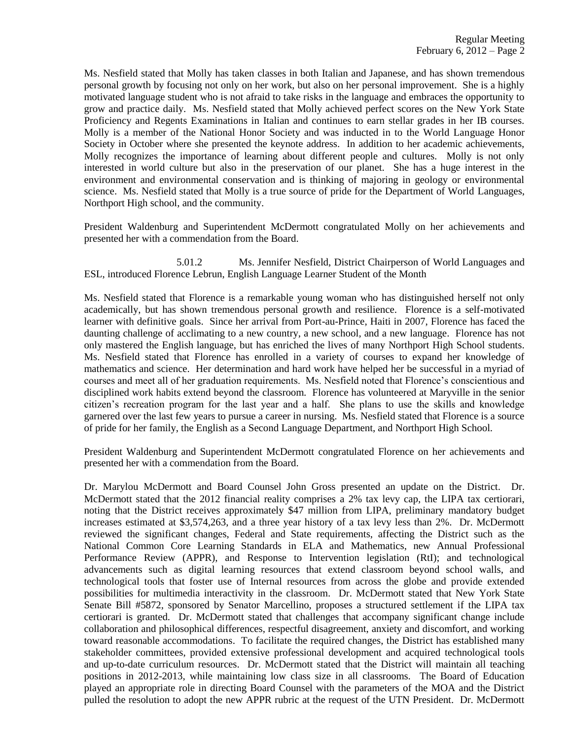Ms. Nesfield stated that Molly has taken classes in both Italian and Japanese, and has shown tremendous personal growth by focusing not only on her work, but also on her personal improvement. She is a highly motivated language student who is not afraid to take risks in the language and embraces the opportunity to grow and practice daily. Ms. Nesfield stated that Molly achieved perfect scores on the New York State Proficiency and Regents Examinations in Italian and continues to earn stellar grades in her IB courses. Molly is a member of the National Honor Society and was inducted in to the World Language Honor Society in October where she presented the keynote address. In addition to her academic achievements, Molly recognizes the importance of learning about different people and cultures. Molly is not only interested in world culture but also in the preservation of our planet. She has a huge interest in the environment and environmental conservation and is thinking of majoring in geology or environmental science. Ms. Nesfield stated that Molly is a true source of pride for the Department of World Languages, Northport High school, and the community.

President Waldenburg and Superintendent McDermott congratulated Molly on her achievements and presented her with a commendation from the Board.

5.01.2 Ms. Jennifer Nesfield, District Chairperson of World Languages and ESL, introduced Florence Lebrun, English Language Learner Student of the Month

Ms. Nesfield stated that Florence is a remarkable young woman who has distinguished herself not only academically, but has shown tremendous personal growth and resilience. Florence is a self-motivated learner with definitive goals. Since her arrival from Port-au-Prince, Haiti in 2007, Florence has faced the daunting challenge of acclimating to a new country, a new school, and a new language. Florence has not only mastered the English language, but has enriched the lives of many Northport High School students. Ms. Nesfield stated that Florence has enrolled in a variety of courses to expand her knowledge of mathematics and science. Her determination and hard work have helped her be successful in a myriad of courses and meet all of her graduation requirements. Ms. Nesfield noted that Florence's conscientious and disciplined work habits extend beyond the classroom. Florence has volunteered at Maryville in the senior citizen's recreation program for the last year and a half. She plans to use the skills and knowledge garnered over the last few years to pursue a career in nursing. Ms. Nesfield stated that Florence is a source of pride for her family, the English as a Second Language Department, and Northport High School.

President Waldenburg and Superintendent McDermott congratulated Florence on her achievements and presented her with a commendation from the Board.

Dr. Marylou McDermott and Board Counsel John Gross presented an update on the District. Dr. McDermott stated that the 2012 financial reality comprises a 2% tax levy cap, the LIPA tax certiorari, noting that the District receives approximately $47 million from LIPA, preliminary mandatory budget increases estimated at $3,574,263, and a three year history of a tax levy less than 2%. Dr. McDermott reviewed the significant changes, Federal and State requirements, affecting the District such as the National Common Core Learning Standards in ELA and Mathematics, new Annual Professional Performance Review (APPR), and Response to Intervention legislation (RtI); and technological advancements such as digital learning resources that extend classroom beyond school walls, and technological tools that foster use of Internal resources from across the globe and provide extended possibilities for multimedia interactivity in the classroom. Dr. McDermott stated that New York State Senate Bill #5872, sponsored by Senator Marcellino, proposes a structured settlement if the LIPA tax certiorari is granted. Dr. McDermott stated that challenges that accompany significant change include collaboration and philosophical differences, respectful disagreement, anxiety and discomfort, and working toward reasonable accommodations. To facilitate the required changes, the District has established many stakeholder committees, provided extensive professional development and acquired technological tools and up-to-date curriculum resources. Dr. McDermott stated that the District will maintain all teaching positions in 2012-2013, while maintaining low class size in all classrooms. The Board of Education played an appropriate role in directing Board Counsel with the parameters of the MOA and the District pulled the resolution to adopt the new APPR rubric at the request of the UTN President. Dr. McDermott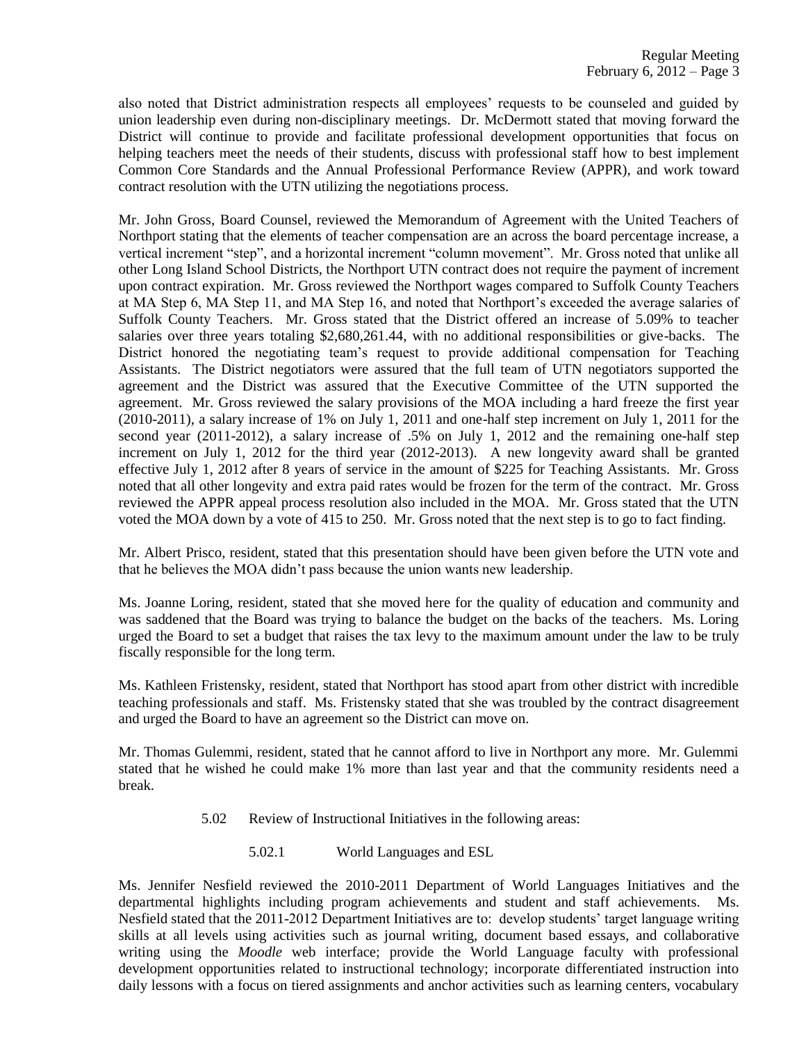also noted that District administration respects all employees' requests to be counseled and guided by union leadership even during non-disciplinary meetings. Dr. McDermott stated that moving forward the District will continue to provide and facilitate professional development opportunities that focus on helping teachers meet the needs of their students, discuss with professional staff how to best implement Common Core Standards and the Annual Professional Performance Review (APPR), and work toward contract resolution with the UTN utilizing the negotiations process.

Mr. John Gross, Board Counsel, reviewed the Memorandum of Agreement with the United Teachers of Northport stating that the elements of teacher compensation are an across the board percentage increase, a vertical increment "step", and a horizontal increment "column movement". Mr. Gross noted that unlike all other Long Island School Districts, the Northport UTN contract does not require the payment of increment upon contract expiration. Mr. Gross reviewed the Northport wages compared to Suffolk County Teachers at MA Step 6, MA Step 11, and MA Step 16, and noted that Northport's exceeded the average salaries of Suffolk County Teachers. Mr. Gross stated that the District offered an increase of 5.09% to teacher salaries over three years totaling $2,680,261.44, with no additional responsibilities or give-backs. The District honored the negotiating team's request to provide additional compensation for Teaching Assistants. The District negotiators were assured that the full team of UTN negotiators supported the agreement and the District was assured that the Executive Committee of the UTN supported the agreement. Mr. Gross reviewed the salary provisions of the MOA including a hard freeze the first year (2010-2011), a salary increase of 1% on July 1, 2011 and one-half step increment on July 1, 2011 for the second year (2011-2012), a salary increase of .5% on July 1, 2012 and the remaining one-half step increment on July 1, 2012 for the third year (2012-2013). A new longevity award shall be granted effective July 1, 2012 after 8 years of service in the amount of $225 for Teaching Assistants. Mr. Gross noted that all other longevity and extra paid rates would be frozen for the term of the contract. Mr. Gross reviewed the APPR appeal process resolution also included in the MOA. Mr. Gross stated that the UTN voted the MOA down by a vote of 415 to 250. Mr. Gross noted that the next step is to go to fact finding.

Mr. Albert Prisco, resident, stated that this presentation should have been given before the UTN vote and that he believes the MOA didn't pass because the union wants new leadership.

Ms. Joanne Loring, resident, stated that she moved here for the quality of education and community and was saddened that the Board was trying to balance the budget on the backs of the teachers. Ms. Loring urged the Board to set a budget that raises the tax levy to the maximum amount under the law to be truly fiscally responsible for the long term.

Ms. Kathleen Fristensky, resident, stated that Northport has stood apart from other district with incredible teaching professionals and staff. Ms. Fristensky stated that she was troubled by the contract disagreement and urged the Board to have an agreement so the District can move on.

Mr. Thomas Gulemmi, resident, stated that he cannot afford to live in Northport any more. Mr. Gulemmi stated that he wished he could make 1% more than last year and that the community residents need a break.

5.02 Review of Instructional Initiatives in the following areas:

5.02.1 World Languages and ESL

Ms. Jennifer Nesfield reviewed the 2010-2011 Department of World Languages Initiatives and the departmental highlights including program achievements and student and staff achievements. Ms. Nesfield stated that the 2011-2012 Department Initiatives are to: develop students' target language writing skills at all levels using activities such as journal writing, document based essays, and collaborative writing using the *Moodle* web interface; provide the World Language faculty with professional development opportunities related to instructional technology; incorporate differentiated instruction into daily lessons with a focus on tiered assignments and anchor activities such as learning centers, vocabulary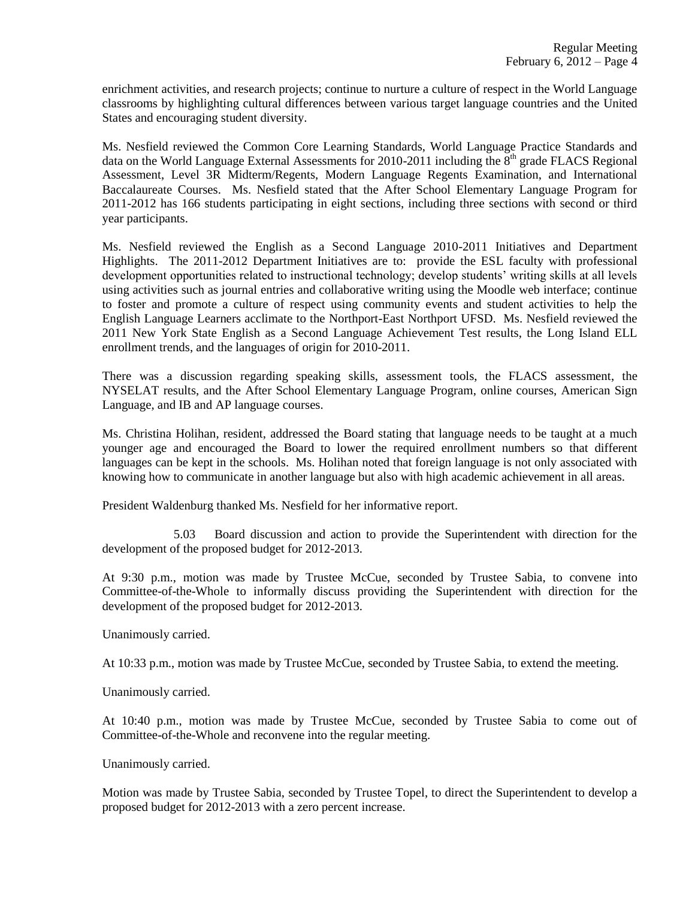enrichment activities, and research projects; continue to nurture a culture of respect in the World Language classrooms by highlighting cultural differences between various target language countries and the United States and encouraging student diversity.

Ms. Nesfield reviewed the Common Core Learning Standards, World Language Practice Standards and data on the World Language External Assessments for 2010-2011 including the 8th grade FLACS Regional Assessment, Level 3R Midterm/Regents, Modern Language Regents Examination, and International Baccalaureate Courses. Ms. Nesfield stated that the After School Elementary Language Program for 2011-2012 has 166 students participating in eight sections, including three sections with second or third year participants.

Ms. Nesfield reviewed the English as a Second Language 2010-2011 Initiatives and Department Highlights. The 2011-2012 Department Initiatives are to: provide the ESL faculty with professional development opportunities related to instructional technology; develop students' writing skills at all levels using activities such as journal entries and collaborative writing using the Moodle web interface; continue to foster and promote a culture of respect using community events and student activities to help the English Language Learners acclimate to the Northport-East Northport UFSD. Ms. Nesfield reviewed the 2011 New York State English as a Second Language Achievement Test results, the Long Island ELL enrollment trends, and the languages of origin for 2010-2011.

There was a discussion regarding speaking skills, assessment tools, the FLACS assessment, the NYSELAT results, and the After School Elementary Language Program, online courses, American Sign Language, and IB and AP language courses.

Ms. Christina Holihan, resident, addressed the Board stating that language needs to be taught at a much younger age and encouraged the Board to lower the required enrollment numbers so that different languages can be kept in the schools. Ms. Holihan noted that foreign language is not only associated with knowing how to communicate in another language but also with high academic achievement in all areas.

President Waldenburg thanked Ms. Nesfield for her informative report.

5.03 Board discussion and action to provide the Superintendent with direction for the development of the proposed budget for 2012-2013.

At 9:30 p.m., motion was made by Trustee McCue, seconded by Trustee Sabia, to convene into Committee-of-the-Whole to informally discuss providing the Superintendent with direction for the development of the proposed budget for 2012-2013.

Unanimously carried.

At 10:33 p.m., motion was made by Trustee McCue, seconded by Trustee Sabia, to extend the meeting.

Unanimously carried.

At 10:40 p.m., motion was made by Trustee McCue, seconded by Trustee Sabia to come out of Committee-of-the-Whole and reconvene into the regular meeting.

Unanimously carried.

Motion was made by Trustee Sabia, seconded by Trustee Topel, to direct the Superintendent to develop a proposed budget for 2012-2013 with a zero percent increase.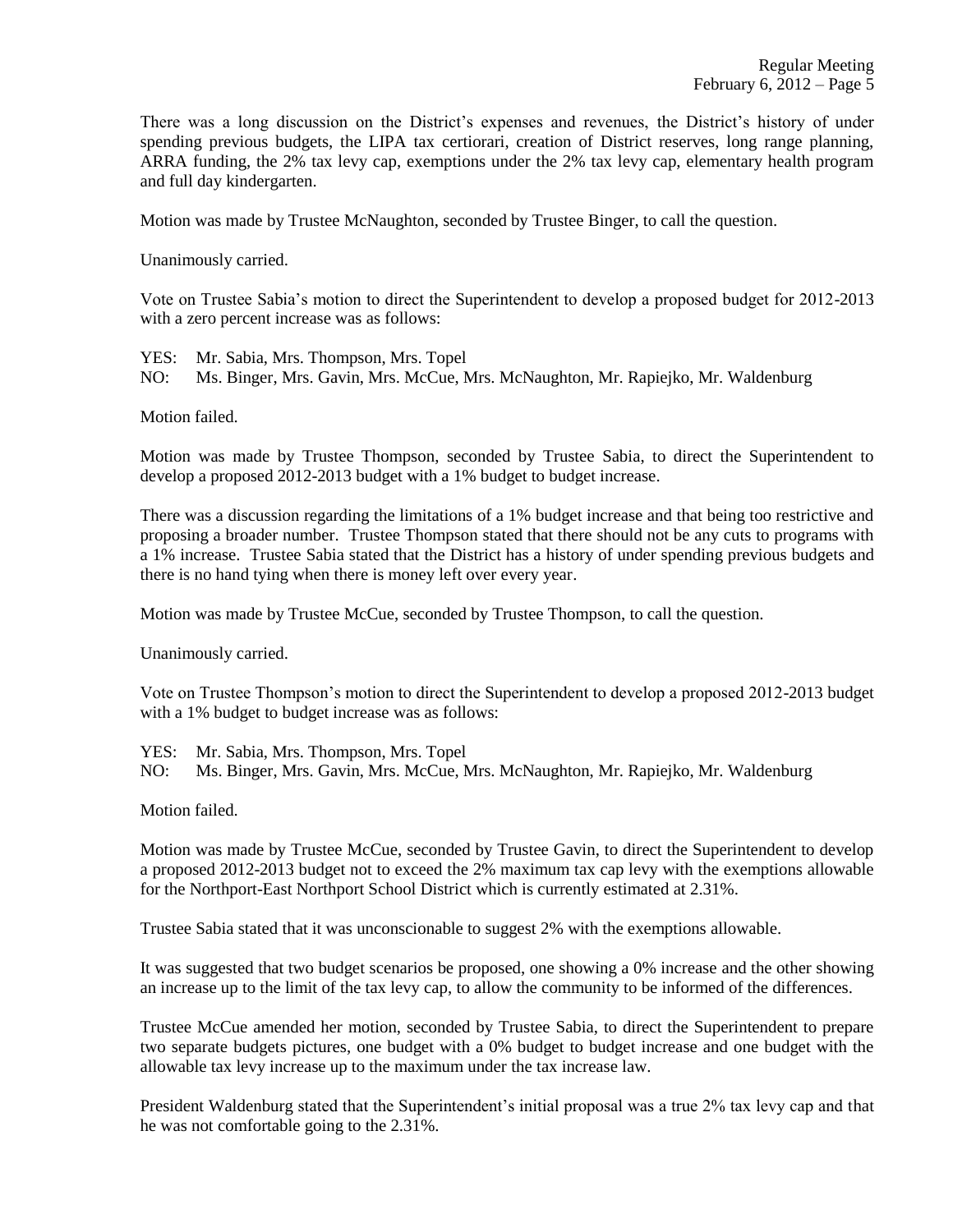There was a long discussion on the District's expenses and revenues, the District's history of under spending previous budgets, the LIPA tax certiorari, creation of District reserves, long range planning, ARRA funding, the 2% tax levy cap, exemptions under the 2% tax levy cap, elementary health program and full day kindergarten.

Motion was made by Trustee McNaughton, seconded by Trustee Binger, to call the question.

Unanimously carried.

Vote on Trustee Sabia's motion to direct the Superintendent to develop a proposed budget for 2012-2013 with a zero percent increase was as follows:

YES: Mr. Sabia, Mrs. Thompson, Mrs. Topel
NO: Ms. Binger, Mrs. Gavin, Mrs. McCue, Mrs. McNaughton, Mr. Rapiejko, Mr. Waldenburg

Motion failed.

Motion was made by Trustee Thompson, seconded by Trustee Sabia, to direct the Superintendent to develop a proposed 2012-2013 budget with a 1% budget to budget increase.

There was a discussion regarding the limitations of a 1% budget increase and that being too restrictive and proposing a broader number. Trustee Thompson stated that there should not be any cuts to programs with a 1% increase. Trustee Sabia stated that the District has a history of under spending previous budgets and there is no hand tying when there is money left over every year.

Motion was made by Trustee McCue, seconded by Trustee Thompson, to call the question.

Unanimously carried.

Vote on Trustee Thompson's motion to direct the Superintendent to develop a proposed 2012-2013 budget with a 1% budget to budget increase was as follows:

YES: Mr. Sabia, Mrs. Thompson, Mrs. Topel
NO: Ms. Binger, Mrs. Gavin, Mrs. McCue, Mrs. McNaughton, Mr. Rapiejko, Mr. Waldenburg

Motion failed.

Motion was made by Trustee McCue, seconded by Trustee Gavin, to direct the Superintendent to develop a proposed 2012-2013 budget not to exceed the 2% maximum tax cap levy with the exemptions allowable for the Northport-East Northport School District which is currently estimated at 2.31%.

Trustee Sabia stated that it was unconscionable to suggest 2% with the exemptions allowable.

It was suggested that two budget scenarios be proposed, one showing a 0% increase and the other showing an increase up to the limit of the tax levy cap, to allow the community to be informed of the differences.

Trustee McCue amended her motion, seconded by Trustee Sabia, to direct the Superintendent to prepare two separate budgets pictures, one budget with a 0% budget to budget increase and one budget with the allowable tax levy increase up to the maximum under the tax increase law.

President Waldenburg stated that the Superintendent's initial proposal was a true 2% tax levy cap and that he was not comfortable going to the 2.31%.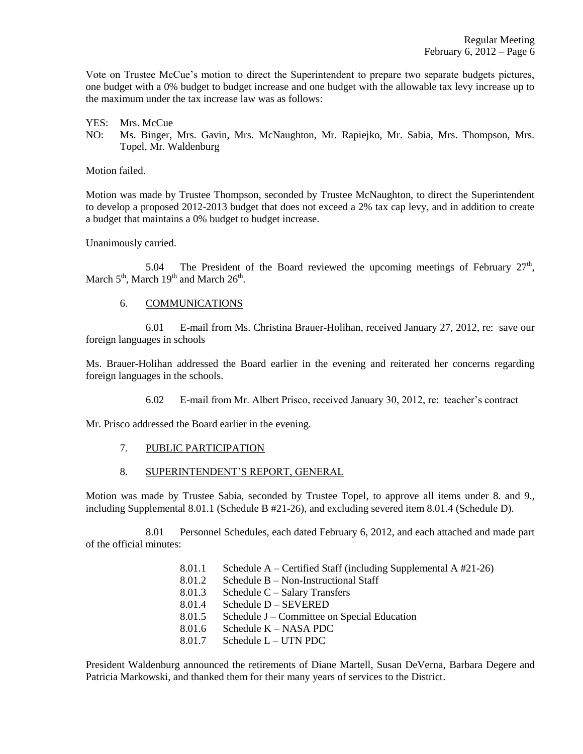Vote on Trustee McCue's motion to direct the Superintendent to prepare two separate budgets pictures, one budget with a 0% budget to budget increase and one budget with the allowable tax levy increase up to the maximum under the tax increase law was as follows:

YES: Mrs. McCue
NO: Ms. Binger, Mrs. Gavin, Mrs. McNaughton, Mr. Rapiejko, Mr. Sabia, Mrs. Thompson, Mrs. Topel, Mr. Waldenburg

Motion failed.

Motion was made by Trustee Thompson, seconded by Trustee McNaughton, to direct the Superintendent to develop a proposed 2012-2013 budget that does not exceed a 2% tax cap levy, and in addition to create a budget that maintains a 0% budget to budget increase.

Unanimously carried.

5.04 The President of the Board reviewed the upcoming meetings of February 27th, March 5th, March 19th and March 26th.

6. COMMUNICATIONS

6.01 E-mail from Ms. Christina Brauer-Holihan, received January 27, 2012, re: save our foreign languages in schools

Ms. Brauer-Holihan addressed the Board earlier in the evening and reiterated her concerns regarding foreign languages in the schools.

6.02 E-mail from Mr. Albert Prisco, received January 30, 2012, re: teacher's contract

Mr. Prisco addressed the Board earlier in the evening.

7. PUBLIC PARTICIPATION

8. SUPERINTENDENT'S REPORT, GENERAL

Motion was made by Trustee Sabia, seconded by Trustee Topel, to approve all items under 8. and 9., including Supplemental 8.01.1 (Schedule B #21-26), and excluding severed item 8.01.4 (Schedule D).

8.01 Personnel Schedules, each dated February 6, 2012, and each attached and made part of the official minutes:

- 8.01.1 Schedule A – Certified Staff (including Supplemental A #21-26)
- 8.01.2 Schedule B – Non-Instructional Staff
- 8.01.3 Schedule C – Salary Transfers
- 8.01.4 Schedule D – SEVERED
- 8.01.5 Schedule J – Committee on Special Education
- 8.01.6 Schedule K – NASA PDC
- 8.01.7 Schedule L – UTN PDC

President Waldenburg announced the retirements of Diane Martell, Susan DeVerna, Barbara Degere and Patricia Markowski, and thanked them for their many years of services to the District.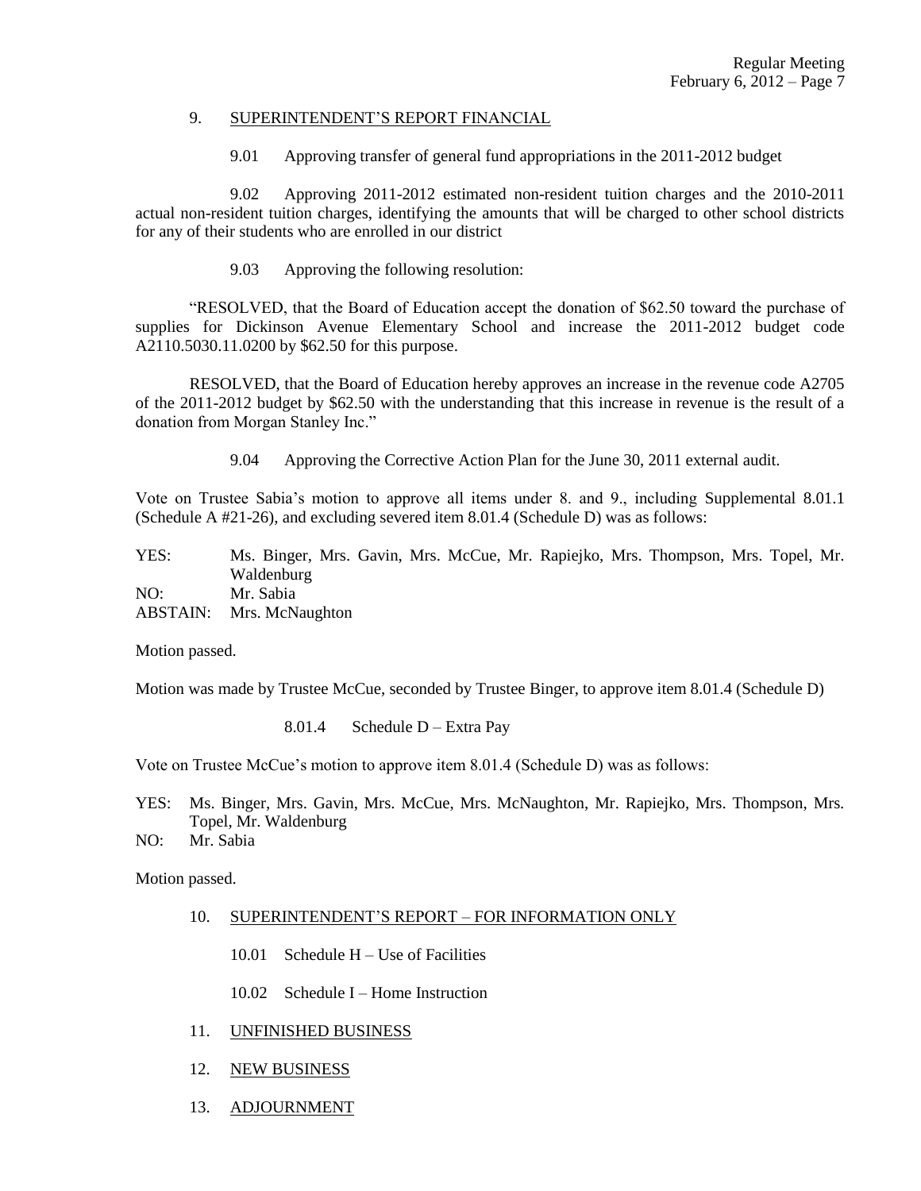9. SUPERINTENDENT'S REPORT FINANCIAL

9.01 Approving transfer of general fund appropriations in the 2011-2012 budget

9.02 Approving 2011-2012 estimated non-resident tuition charges and the 2010-2011 actual non-resident tuition charges, identifying the amounts that will be charged to other school districts for any of their students who are enrolled in our district

9.03 Approving the following resolution:

"RESOLVED, that the Board of Education accept the donation of $62.50 toward the purchase of supplies for Dickinson Avenue Elementary School and increase the 2011-2012 budget code A2110.5030.11.0200 by $62.50 for this purpose.

RESOLVED, that the Board of Education hereby approves an increase in the revenue code A2705 of the 2011-2012 budget by $62.50 with the understanding that this increase in revenue is the result of a donation from Morgan Stanley Inc."

9.04 Approving the Corrective Action Plan for the June 30, 2011 external audit.

Vote on Trustee Sabia's motion to approve all items under 8. and 9., including Supplemental 8.01.1 (Schedule A #21-26), and excluding severed item 8.01.4 (Schedule D) was as follows:

YES: Ms. Binger, Mrs. Gavin, Mrs. McCue, Mr. Rapiejko, Mrs. Thompson, Mrs. Topel, Mr. Waldenburg
NO: Mr. Sabia
ABSTAIN: Mrs. McNaughton

Motion passed.

Motion was made by Trustee McCue, seconded by Trustee Binger, to approve item 8.01.4 (Schedule D)

8.01.4 Schedule D – Extra Pay

Vote on Trustee McCue's motion to approve item 8.01.4 (Schedule D) was as follows:

YES: Ms. Binger, Mrs. Gavin, Mrs. McCue, Mrs. McNaughton, Mr. Rapiejko, Mrs. Thompson, Mrs. Topel, Mr. Waldenburg
NO: Mr. Sabia

Motion passed.

10. SUPERINTENDENT'S REPORT – FOR INFORMATION ONLY

10.01 Schedule H – Use of Facilities

10.02 Schedule I – Home Instruction

11. UNFINISHED BUSINESS

12. NEW BUSINESS

13. ADJOURNMENT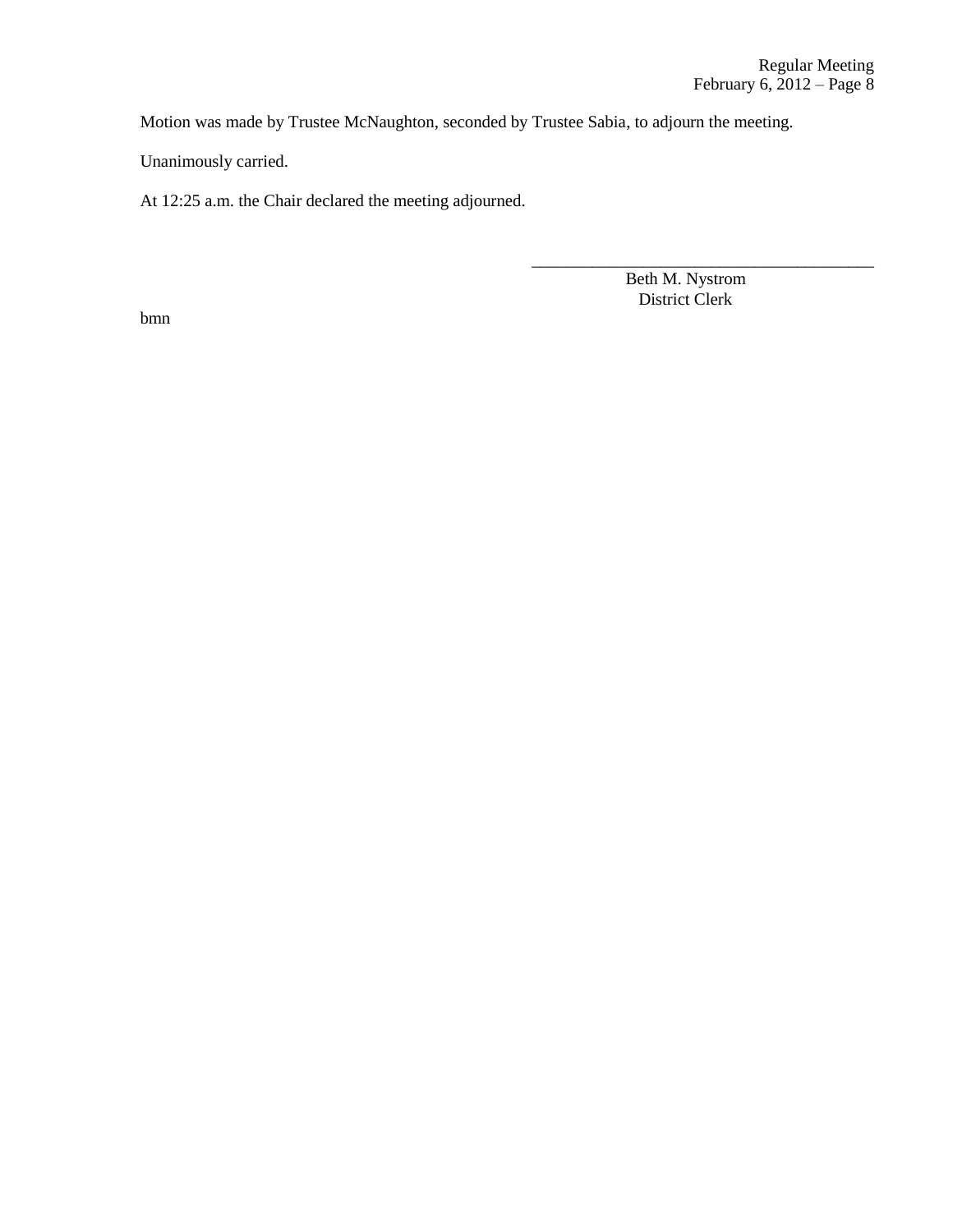Motion was made by Trustee McNaughton, seconded by Trustee Sabia, to adjourn the meeting.

Unanimously carried.

At 12:25 a.m. the Chair declared the meeting adjourned.

\_\_\_\_\_\_\_\_\_\_\_\_\_\_\_\_\_\_\_\_\_\_\_\_\_\_\_\_\_\_\_\_\_\_\_\_\_\_\_\_

Beth M. Nystrom
District Clerk

bmn